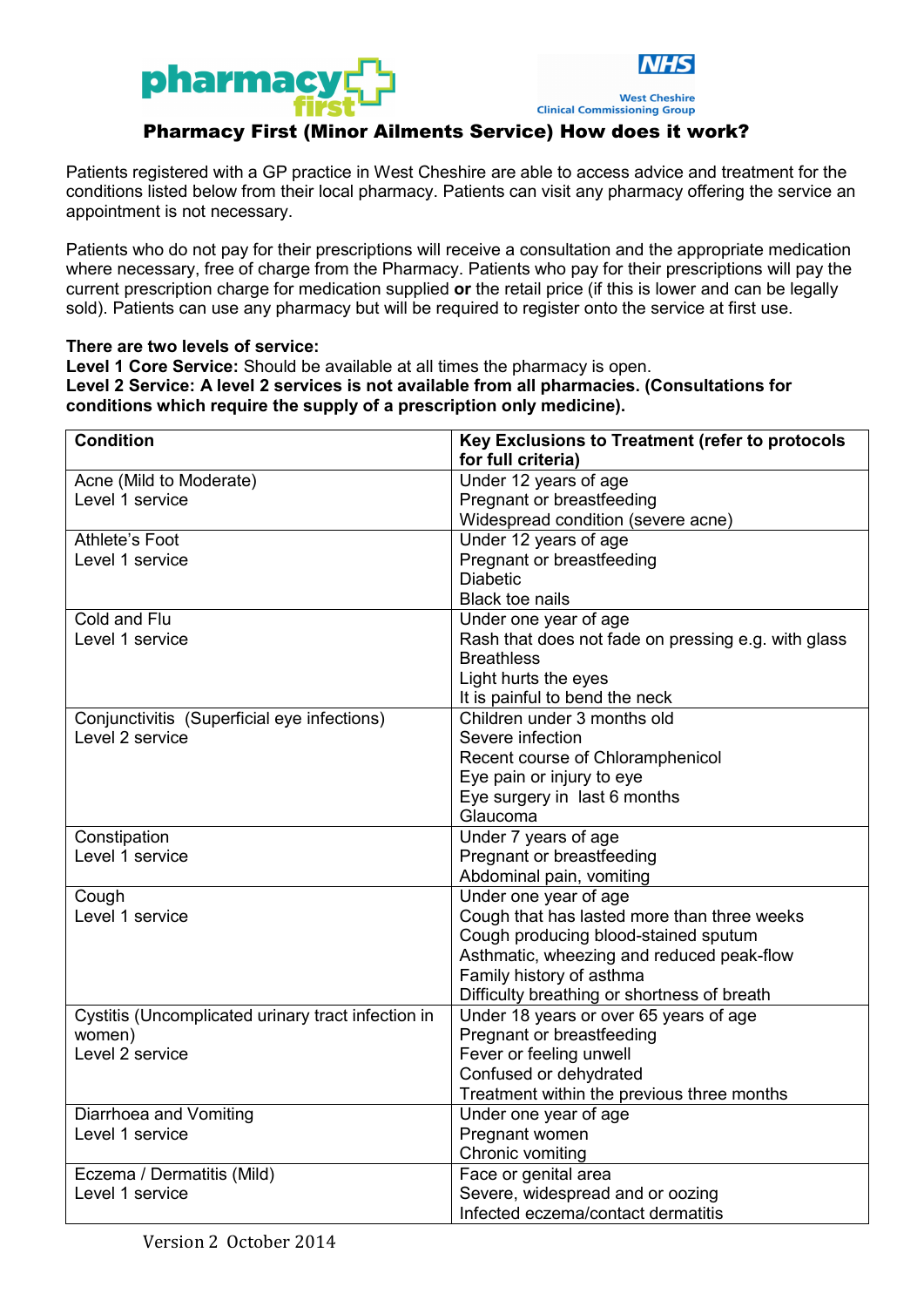# Pharmacy First (Minor Ailments Service) How does it work?

Patients registered with a GP practice in West Cheshire are able to access advice and treatment for the conditions listed below from their local pharmacy. Patients can visit any pharmacy offering the service an appointment is not necessary.

Patients who do not pay for their prescriptions will receive a consultation and the appropriate medication where necessary, free of charge from the Pharmacy. Patients who pay for their prescriptions will pay the current prescription charge for medication supplied **or** the retail price (if this is lower and can be legally sold). Patients can use any pharmacy but will be required to register onto the service at first use.

**There are two levels of service:**
**Level 1 Core Service:** Should be available at all times the pharmacy is open.
**Level 2 Service: A level 2 services is not available from all pharmacies. (Consultations for conditions which require the supply of a prescription only medicine).**

| Condition | Key Exclusions to Treatment (refer to protocols for full criteria) |
|---|---|
| Acne (Mild to Moderate)<br>Level 1 service | Under 12 years of age<br>Pregnant or breastfeeding<br>Widespread condition (severe acne) |
| Athlete's Foot<br>Level 1 service | Under 12 years of age<br>Pregnant or breastfeeding<br>Diabetic<br>Black toe nails |
| Cold and Flu<br>Level 1 service | Under one year of age<br>Rash that does not fade on pressing e.g. with glass<br>Breathless<br>Light hurts the eyes<br>It is painful to bend the neck |
| Conjunctivitis (Superficial eye infections)<br>Level 2 service | Children under 3 months old<br>Severe infection<br>Recent course of Chloramphenicol<br>Eye pain or injury to eye<br>Eye surgery in last 6 months<br>Glaucoma |
| Constipation<br>Level 1 service | Under 7 years of age<br>Pregnant or breastfeeding<br>Abdominal pain, vomiting |
| Cough<br>Level 1 service | Under one year of age<br>Cough that has lasted more than three weeks<br>Cough producing blood-stained sputum<br>Asthmatic, wheezing and reduced peak-flow<br>Family history of asthma<br>Difficulty breathing or shortness of breath |
| Cystitis (Uncomplicated urinary tract infection in women)<br>Level 2 service | Under 18 years or over 65 years of age<br>Pregnant or breastfeeding<br>Fever or feeling unwell<br>Confused or dehydrated<br>Treatment within the previous three months |
| Diarrhoea and Vomiting<br>Level 1 service | Under one year of age<br>Pregnant women<br>Chronic vomiting |
| Eczema / Dermatitis (Mild)<br>Level 1 service | Face or genital area<br>Severe, widespread and or oozing<br>Infected eczema/contact dermatitis |

Version 2 October 2014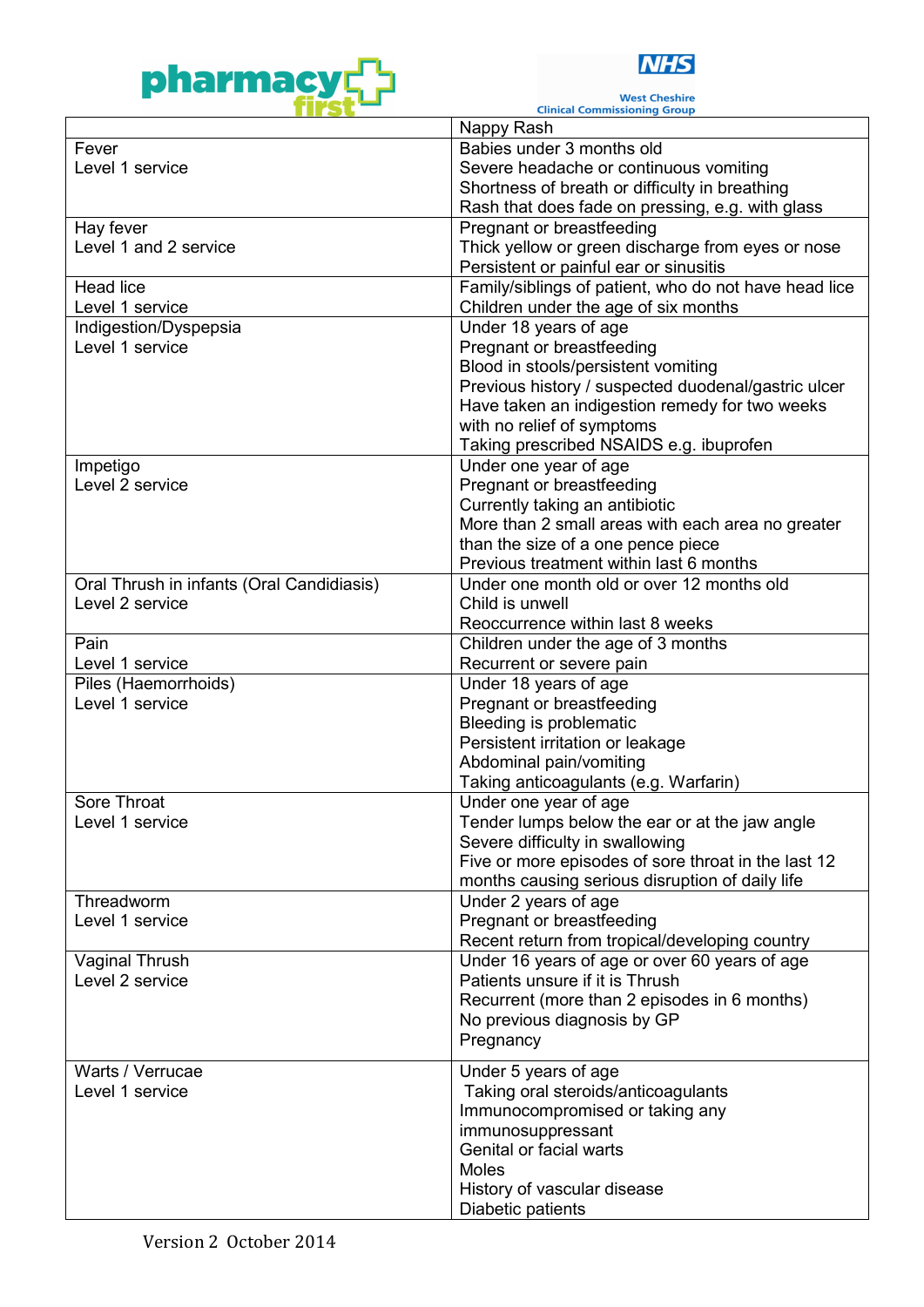| | |
|---|---|
| | Nappy Rash |
| Fever<br>Level 1 service | Babies under 3 months old<br>Severe headache or continuous vomiting<br>Shortness of breath or difficulty in breathing<br>Rash that does fade on pressing, e.g. with glass |
| Hay fever<br>Level 1 and 2 service | Pregnant or breastfeeding<br>Thick yellow or green discharge from eyes or nose<br>Persistent or painful ear or sinusitis |
| Head lice<br>Level 1 service | Family/siblings of patient, who do not have head lice<br>Children under the age of six months |
| Indigestion/Dyspepsia<br>Level 1 service | Under 18 years of age<br>Pregnant or breastfeeding<br>Blood in stools/persistent vomiting<br>Previous history / suspected duodenal/gastric ulcer<br>Have taken an indigestion remedy for two weeks with no relief of symptoms<br>Taking prescribed NSAIDS e.g. ibuprofen |
| Impetigo<br>Level 2 service | Under one year of age<br>Pregnant or breastfeeding<br>Currently taking an antibiotic<br>More than 2 small areas with each area no greater than the size of a one pence piece<br>Previous treatment within last 6 months |
| Oral Thrush in infants (Oral Candidiasis)<br>Level 2 service | Under one month old or over 12 months old<br>Child is unwell<br>Reoccurrence within last 8 weeks |
| Pain<br>Level 1 service | Children under the age of 3 months<br>Recurrent or severe pain |
| Piles (Haemorrhoids)<br>Level 1 service | Under 18 years of age<br>Pregnant or breastfeeding<br>Bleeding is problematic<br>Persistent irritation or leakage<br>Abdominal pain/vomiting<br>Taking anticoagulants (e.g. Warfarin) |
| Sore Throat<br>Level 1 service | Under one year of age<br>Tender lumps below the ear or at the jaw angle<br>Severe difficulty in swallowing<br>Five or more episodes of sore throat in the last 12 months causing serious disruption of daily life |
| Threadworm<br>Level 1 service | Under 2 years of age<br>Pregnant or breastfeeding<br>Recent return from tropical/developing country |
| Vaginal Thrush<br>Level 2 service | Under 16 years of age or over 60 years of age<br>Patients unsure if it is Thrush<br>Recurrent (more than 2 episodes in 6 months)<br>No previous diagnosis by GP<br>Pregnancy |
| Warts / Verrucae<br>Level 1 service | Under 5 years of age<br>Taking oral steroids/anticoagulants<br>Immunocompromised or taking any immunosuppressant<br>Genital or facial warts<br>Moles<br>History of vascular disease<br>Diabetic patients |

Version 2 October 2014